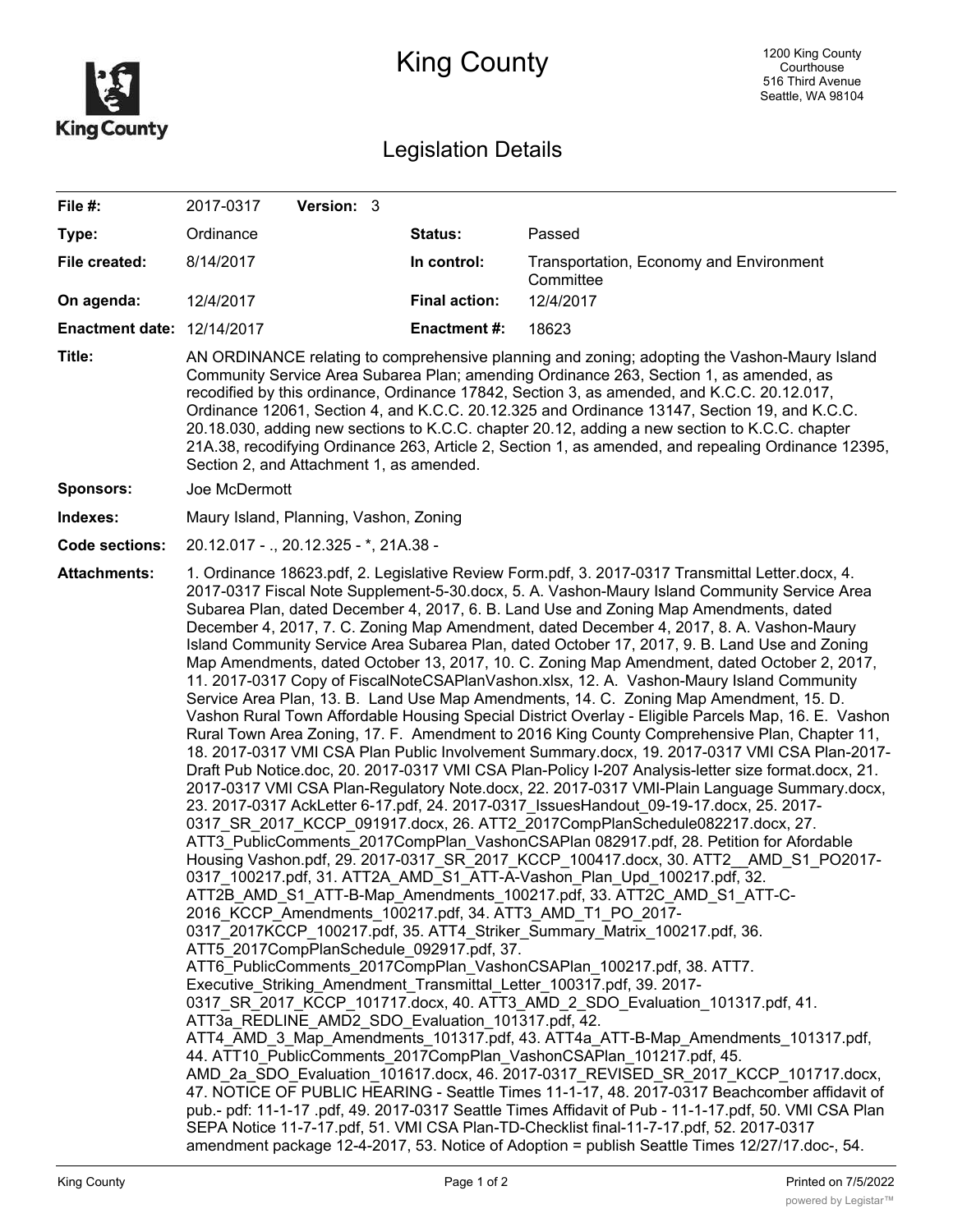# King County

1200 King County Courthouse
516 Third Avenue
Seattle, WA 98104

## Legislation Details

| | | | |
|---|---|---|---|
| **File #:** | 2017-0317 **Version:** 3 | | |
| **Type:** | Ordinance | **Status:** | Passed |
| **File created:** | 8/14/2017 | **In control:** | Transportation, Economy and Environment Committee |
| **On agenda:** | 12/4/2017 | **Final action:** | 12/4/2017 |
| **Enactment date:** | 12/14/2017 | **Enactment #:** | 18623 |

**Title:** AN ORDINANCE relating to comprehensive planning and zoning; adopting the Vashon-Maury Island Community Service Area Subarea Plan; amending Ordinance 263, Section 1, as amended, as recodified by this ordinance, Ordinance 17842, Section 3, as amended, and K.C.C. 20.12.017, Ordinance 12061, Section 4, and K.C.C. 20.12.325 and Ordinance 13147, Section 19, and K.C.C. 20.18.030, adding new sections to K.C.C. chapter 20.12, adding a new section to K.C.C. chapter 21A.38, recodifying Ordinance 263, Article 2, Section 1, as amended, and repealing Ordinance 12395, Section 2, and Attachment 1, as amended.

**Sponsors:** Joe McDermott

**Indexes:** Maury Island, Planning, Vashon, Zoning

**Code sections:** 20.12.017 - ., 20.12.325 - *, 21A.38 -

**Attachments:** 1. Ordinance 18623.pdf, 2. Legislative Review Form.pdf, 3. 2017-0317 Transmittal Letter.docx, 4. 2017-0317 Fiscal Note Supplement-5-30.docx, 5. A. Vashon-Maury Island Community Service Area Subarea Plan, dated December 4, 2017, 6. B. Land Use and Zoning Map Amendments, dated December 4, 2017, 7. C. Zoning Map Amendment, dated December 4, 2017, 8. A. Vashon-Maury Island Community Service Area Subarea Plan, dated October 17, 2017, 9. B. Land Use and Zoning Map Amendments, dated October 13, 2017, 10. C. Zoning Map Amendment, dated October 2, 2017, 11. 2017-0317 Copy of FiscalNoteCSAPlanVashon.xlsx, 12. A. Vashon-Maury Island Community Service Area Plan, 13. B. Land Use Map Amendments, 14. C. Zoning Map Amendment, 15. D. Vashon Rural Town Affordable Housing Special District Overlay - Eligible Parcels Map, 16. E. Vashon Rural Town Area Zoning, 17. F. Amendment to 2016 King County Comprehensive Plan, Chapter 11, 18. 2017-0317 VMI CSA Plan Public Involvement Summary.docx, 19. 2017-0317 VMI CSA Plan-2017-Draft Pub Notice.doc, 20. 2017-0317 VMI CSA Plan-Policy I-207 Analysis-letter size format.docx, 21. 2017-0317 VMI CSA Plan-Regulatory Note.docx, 22. 2017-0317 VMI-Plain Language Summary.docx, 23. 2017-0317 AckLetter 6-17.pdf, 24. 2017-0317_IssuesHandout_09-19-17.docx, 25. 2017-0317_SR_2017_KCCP_091917.docx, 26. ATT2_2017CompPlanSchedule082217.docx, 27. ATT3_PublicComments_2017CompPlan_VashonCSAPlan 082917.pdf, 28. Petition for Afordable Housing Vashon.pdf, 29. 2017-0317_SR_2017_KCCP_100417.docx, 30. ATT2__AMD_S1_PO2017-0317_100217.pdf, 31. ATT2A_AMD_S1_ATT-A-Vashon_Plan_Upd_100217.pdf, 32. ATT2B_AMD_S1_ATT-B-Map_Amendments_100217.pdf, 33. ATT2C_AMD_S1_ATT-C-2016_KCCP_Amendments_100217.pdf, 34. ATT3_AMD_T1_PO_2017-0317_2017KCCP_100217.pdf, 35. ATT4_Striker_Summary_Matrix_100217.pdf, 36. ATT5_2017CompPlanSchedule_092917.pdf, 37. ATT6_PublicComments_2017CompPlan_VashonCSAPlan_100217.pdf, 38. ATT7. Executive_Striking_Amendment_Transmittal_Letter_100317.pdf, 39. 2017-0317_SR_2017_KCCP_101717.docx, 40. ATT3_AMD_2_SDO_Evaluation_101317.pdf, 41. ATT3a_REDLINE_AMD2_SDO_Evaluation_101317.pdf, 42. ATT4_AMD_3_Map_Amendments_101317.pdf, 43. ATT4a_ATT-B-Map_Amendments_101317.pdf, 44. ATT10_PublicComments_2017CompPlan_VashonCSAPlan_101217.pdf, 45. AMD_2a_SDO_Evaluation_101617.docx, 46. 2017-0317_REVISED_SR_2017_KCCP_101717.docx, 47. NOTICE OF PUBLIC HEARING - Seattle Times 11-1-17, 48. 2017-0317 Beachcomber affidavit of pub.- pdf: 11-1-17 .pdf, 49. 2017-0317 Seattle Times Affidavit of Pub - 11-1-17.pdf, 50. VMI CSA Plan SEPA Notice 11-7-17.pdf, 51. VMI CSA Plan-TD-Checklist final-11-7-17.pdf, 52. 2017-0317 amendment package 12-4-2017, 53. Notice of Adoption = publish Seattle Times 12/27/17.doc-, 54.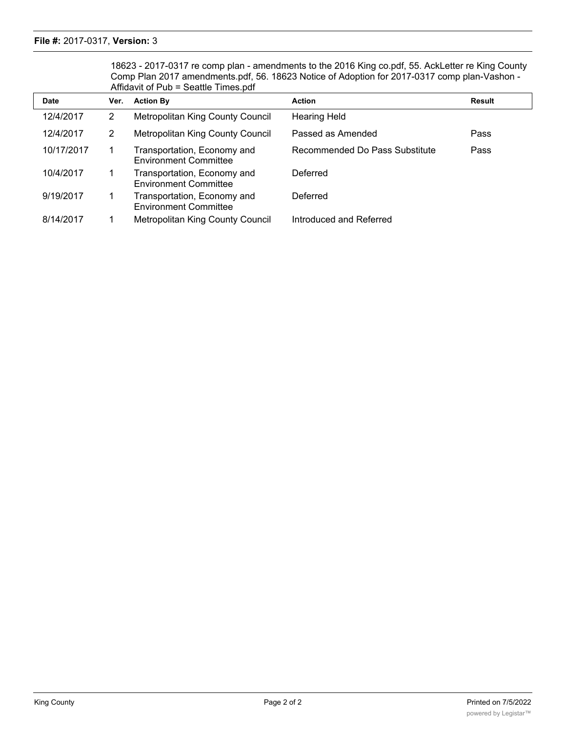18623 - 2017-0317 re comp plan - amendments to the 2016 King co.pdf, 55. AckLetter re King County Comp Plan 2017 amendments.pdf, 56. 18623 Notice of Adoption for 2017-0317 comp plan-Vashon - Affidavit of Pub = Seattle Times.pdf

| Date | Ver. | Action By | Action | Result |
|---|---|---|---|---|
| 12/4/2017 | 2 | Metropolitan King County Council | Hearing Held | |
| 12/4/2017 | 2 | Metropolitan King County Council | Passed as Amended | Pass |
| 10/17/2017 | 1 | Transportation, Economy and Environment Committee | Recommended Do Pass Substitute | Pass |
| 10/4/2017 | 1 | Transportation, Economy and Environment Committee | Deferred | |
| 9/19/2017 | 1 | Transportation, Economy and Environment Committee | Deferred | |
| 8/14/2017 | 1 | Metropolitan King County Council | Introduced and Referred | |